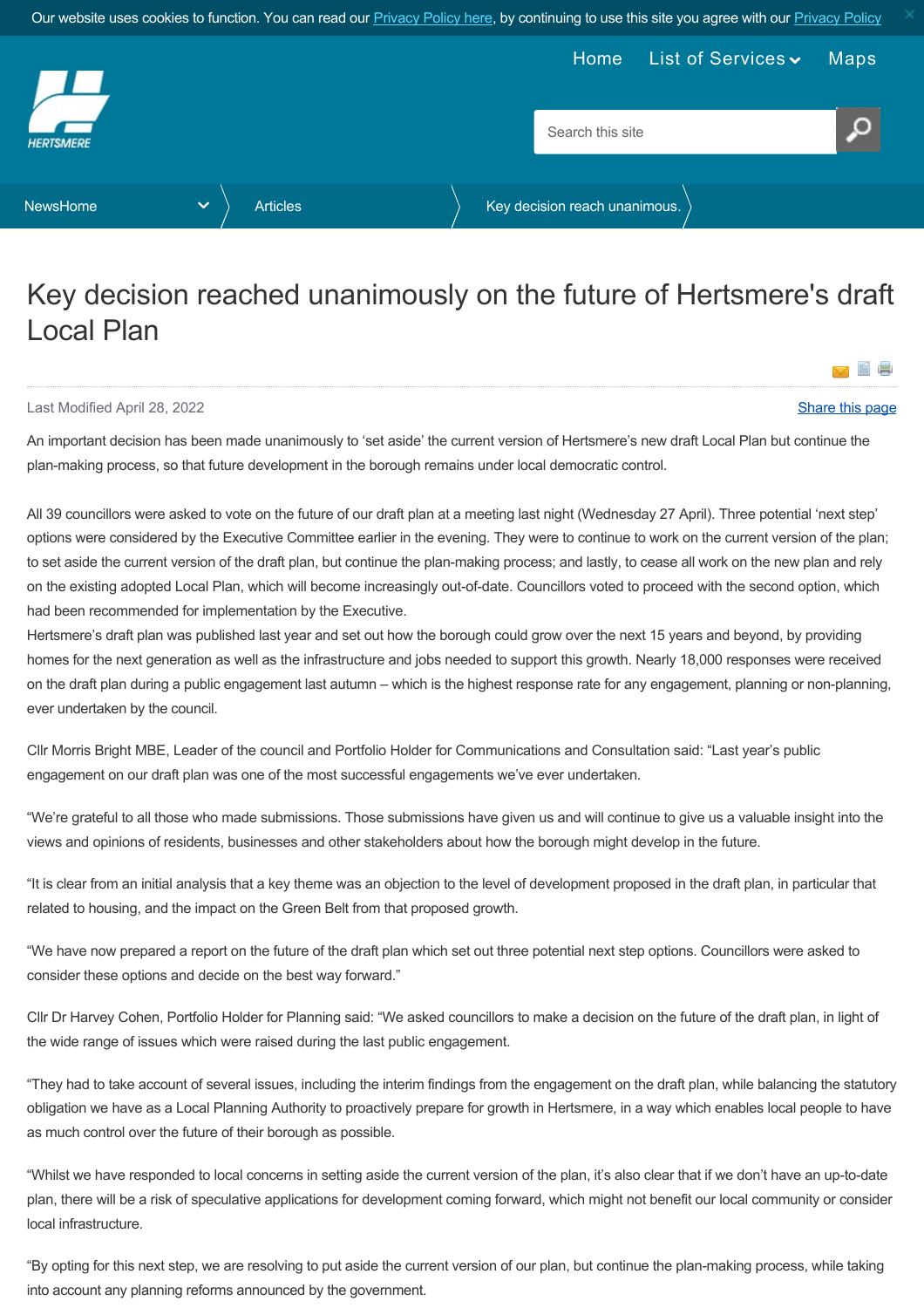Our website uses cookies to function. You can read our Privacy Policy here, by continuing to use this site you agree with our Privacy Policy

Home List of Services Maps

Search this site

NewsHome > Articles > Key decision reach unanimous.

# Key decision reached unanimously on the future of Hertsmere's draft Local Plan

Last Modified April 28, 2022

Share this page

An important decision has been made unanimously to 'set aside' the current version of Hertsmere's new draft Local Plan but continue the plan-making process, so that future development in the borough remains under local democratic control.

All 39 councillors were asked to vote on the future of our draft plan at a meeting last night (Wednesday 27 April). Three potential 'next step' options were considered by the Executive Committee earlier in the evening. They were to continue to work on the current version of the plan; to set aside the current version of the draft plan, but continue the plan-making process; and lastly, to cease all work on the new plan and rely on the existing adopted Local Plan, which will become increasingly out-of-date. Councillors voted to proceed with the second option, which had been recommended for implementation by the Executive.

Hertsmere's draft plan was published last year and set out how the borough could grow over the next 15 years and beyond, by providing homes for the next generation as well as the infrastructure and jobs needed to support this growth. Nearly 18,000 responses were received on the draft plan during a public engagement last autumn – which is the highest response rate for any engagement, planning or non-planning, ever undertaken by the council.

Cllr Morris Bright MBE, Leader of the council and Portfolio Holder for Communications and Consultation said: "Last year's public engagement on our draft plan was one of the most successful engagements we've ever undertaken.

"We're grateful to all those who made submissions. Those submissions have given us and will continue to give us a valuable insight into the views and opinions of residents, businesses and other stakeholders about how the borough might develop in the future.

"It is clear from an initial analysis that a key theme was an objection to the level of development proposed in the draft plan, in particular that related to housing, and the impact on the Green Belt from that proposed growth.

"We have now prepared a report on the future of the draft plan which set out three potential next step options. Councillors were asked to consider these options and decide on the best way forward."

Cllr Dr Harvey Cohen, Portfolio Holder for Planning said: "We asked councillors to make a decision on the future of the draft plan, in light of the wide range of issues which were raised during the last public engagement.

"They had to take account of several issues, including the interim findings from the engagement on the draft plan, while balancing the statutory obligation we have as a Local Planning Authority to proactively prepare for growth in Hertsmere, in a way which enables local people to have as much control over the future of their borough as possible.

"Whilst we have responded to local concerns in setting aside the current version of the plan, it's also clear that if we don't have an up-to-date plan, there will be a risk of speculative applications for development coming forward, which might not benefit our local community or consider local infrastructure.

"By opting for this next step, we are resolving to put aside the current version of our plan, but continue the plan-making process, while taking into account any planning reforms announced by the government.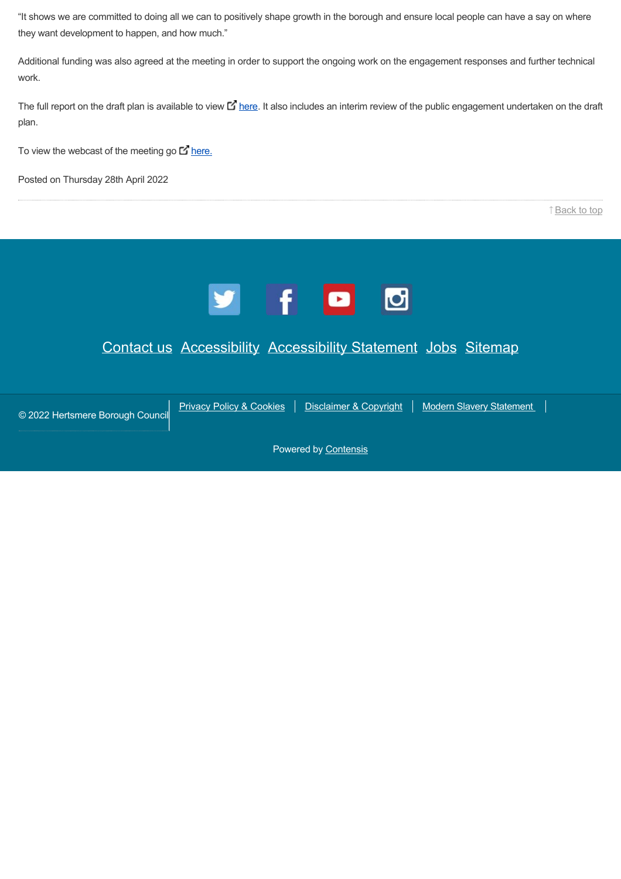"It shows we are committed to doing all we can to positively shape growth in the borough and ensure local people can have a say on where they want development to happen, and how much."

Additional funding was also agreed at the meeting in order to support the ongoing work on the engagement responses and further technical work.

The full report on the draft plan is available to view here. It also includes an interim review of the public engagement undertaken on the draft plan.

To view the webcast of the meeting go here.

Posted on Thursday 28th April 2022

↑ Back to top

Contact us Accessibility Accessibility Statement Jobs Sitemap

© 2022 Hertsmere Borough Council | Privacy Policy & Cookies | Disclaimer & Copyright | Modern Slavery Statement

Powered by Contensis